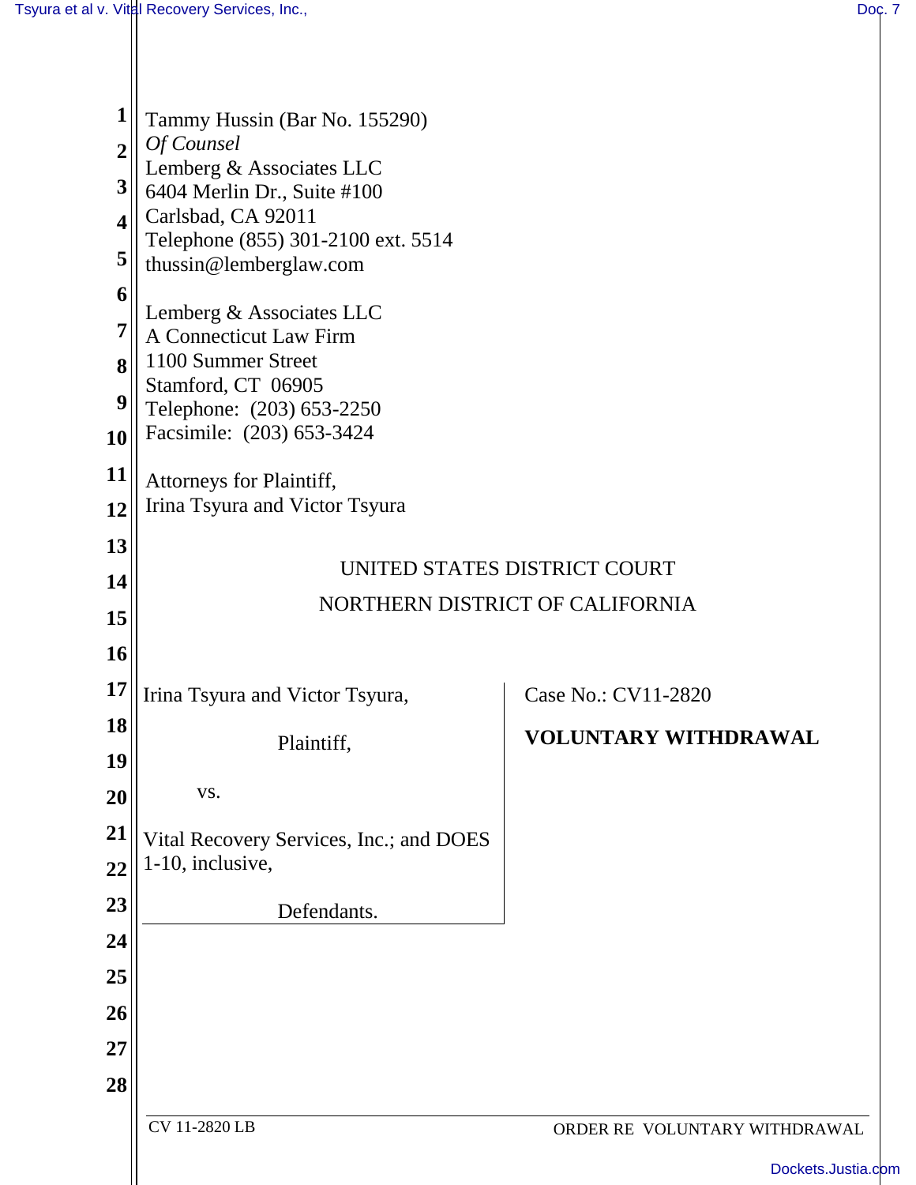Tammy Hussin (Bar No. 155290)
*Of Counsel*
Lemberg & Associates LLC
6404 Merlin Dr., Suite #100
Carlsbad, CA 92011
Telephone (855) 301-2100 ext. 5514
thussin@lemberglaw.com

Lemberg & Associates LLC
A Connecticut Law Firm
1100 Summer Street
Stamford, CT 06905
Telephone: (203) 653-2250
Facsimile: (203) 653-3424

Attorneys for Plaintiff,
Irina Tsyura and Victor Tsyura

UNITED STATES DISTRICT COURT

NORTHERN DISTRICT OF CALIFORNIA

| | |
|---|---|
| Irina Tsyura and Victor Tsyura,<br><br>Plaintiff,<br><br>vs.<br><br>Vital Recovery Services, Inc.; and DOES 1-10, inclusive,<br><br>Defendants. | Case No.: CV11-2820<br><br>**VOLUNTARY WITHDRAWAL** |

CV 11-2820 LB ORDER RE VOLUNTARY WITHDRAWAL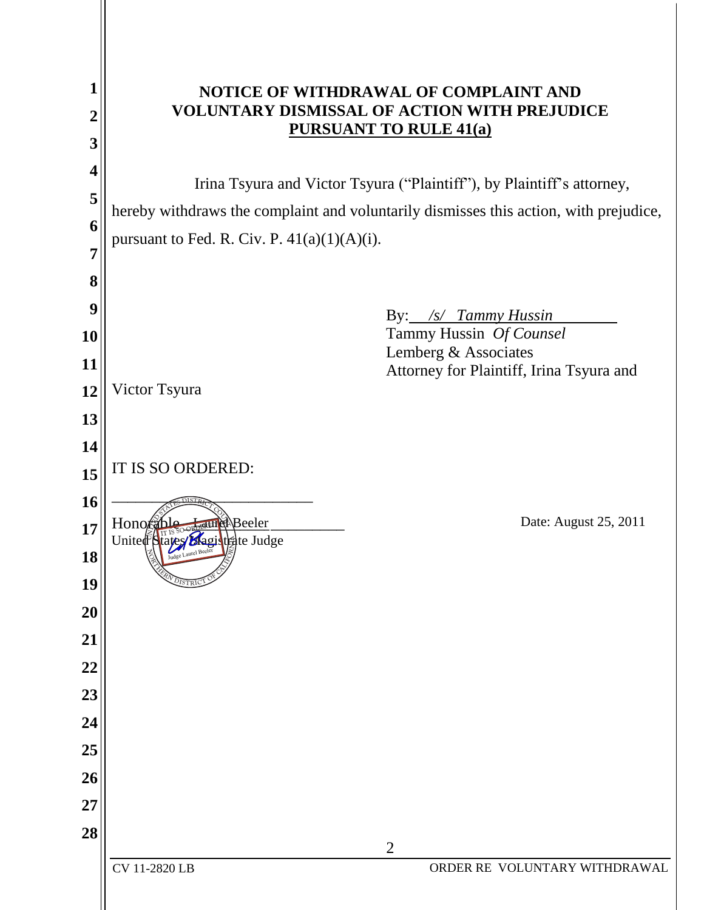**NOTICE OF WITHDRAWAL OF COMPLAINT AND VOLUNTARY DISMISSAL OF ACTION WITH PREJUDICE PURSUANT TO RULE 41(a)**

Irina Tsyura and Victor Tsyura ("Plaintiff"), by Plaintiff's attorney, hereby withdraws the complaint and voluntarily dismisses this action, with prejudice, pursuant to Fed. R. Civ. P. 41(a)(1)(A)(i).

By: *\/s/ Tammy Hussin*
Tammy Hussin *Of Counsel*
Lemberg & Associates
Attorney for Plaintiff, Irina Tsyura and Victor Tsyura

IT IS SO ORDERED:

\_\_\_\_\_\_\_\_\_\_\_\_\_\_\_\_\_\_\_\_\_\_\_\_\_\_\_

Honorable Laurel Beeler
United States Magistrate Judge

Date: August 25, 2011

CV 11-2820 LB

ORDER RE VOLUNTARY WITHDRAWAL